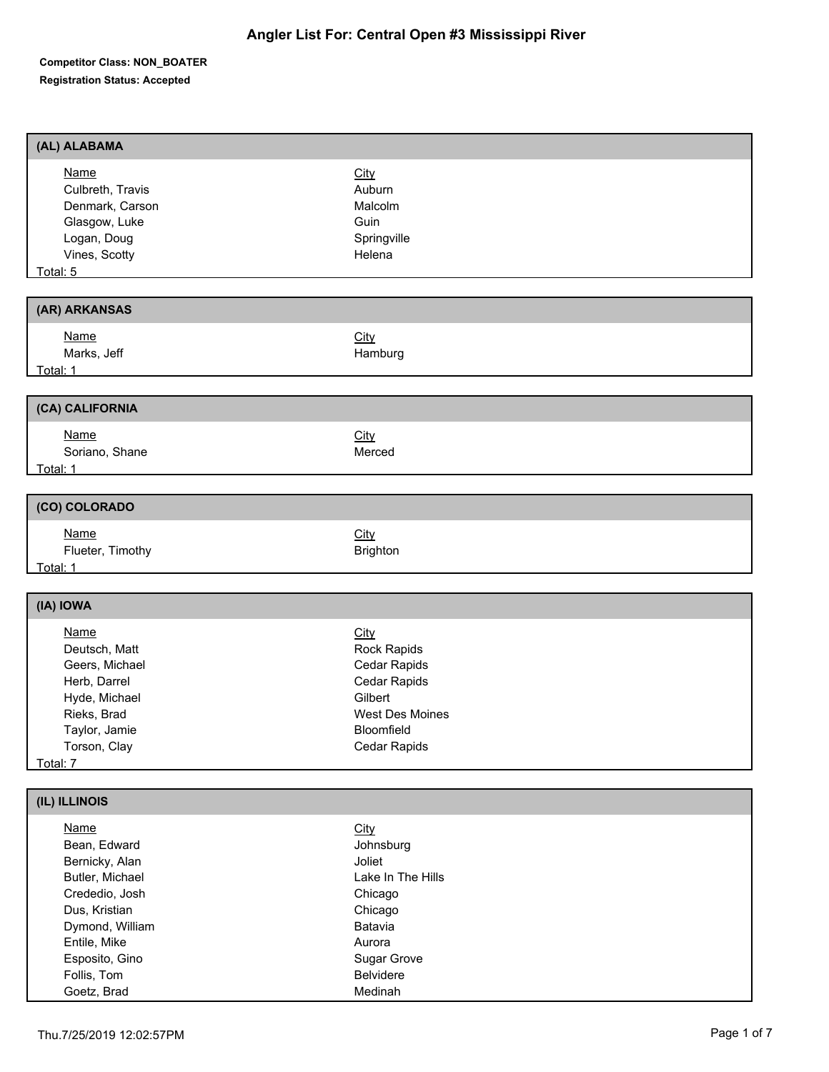# Angler List For: Central Open #3 Mississippi River

**Competitor Class: NON_BOATER**
**Registration Status: Accepted**

## (AL) ALABAMA

| Name | City |
| --- | --- |
| Culbreth, Travis | Auburn |
| Denmark, Carson | Malcolm |
| Glasgow, Luke | Guin |
| Logan, Doug | Springville |
| Vines, Scotty | Helena |

Total: 5

## (AR) ARKANSAS

| Name | City |
| --- | --- |
| Marks, Jeff | Hamburg |

Total: 1

## (CA) CALIFORNIA

| Name | City |
| --- | --- |
| Soriano, Shane | Merced |

Total: 1

## (CO) COLORADO

| Name | City |
| --- | --- |
| Flueter, Timothy | Brighton |

Total: 1

## (IA) IOWA

| Name | City |
| --- | --- |
| Deutsch, Matt | Rock Rapids |
| Geers, Michael | Cedar Rapids |
| Herb, Darrel | Cedar Rapids |
| Hyde, Michael | Gilbert |
| Rieks, Brad | West Des Moines |
| Taylor, Jamie | Bloomfield |
| Torson, Clay | Cedar Rapids |

Total: 7

## (IL) ILLINOIS

| Name | City |
| --- | --- |
| Bean, Edward | Johnsburg |
| Bernicky, Alan | Joliet |
| Butler, Michael | Lake In The Hills |
| Crededio, Josh | Chicago |
| Dus, Kristian | Chicago |
| Dymond, William | Batavia |
| Entile, Mike | Aurora |
| Esposito, Gino | Sugar Grove |
| Follis, Tom | Belvidere |
| Goetz, Brad | Medinah |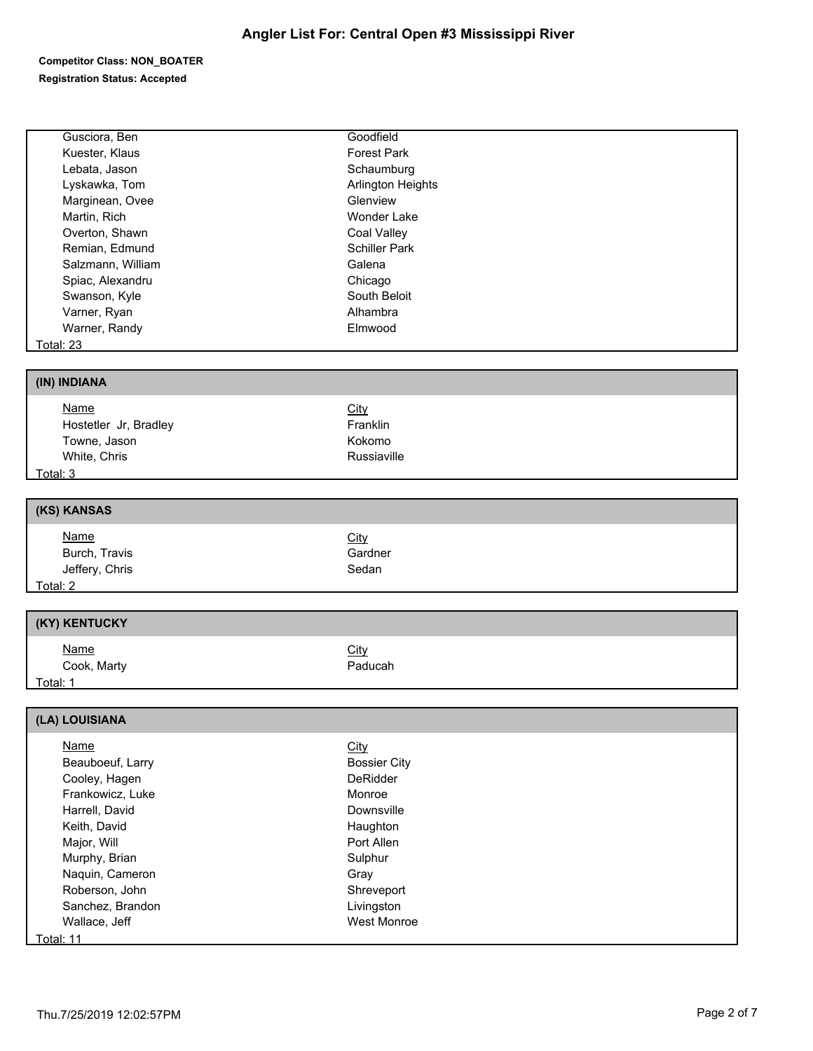# Angler List For: Central Open #3 Mississippi River

**Competitor Class: NON_BOATER**

**Registration Status: Accepted**

| Name | City |
|---|---|
| Gusciora, Ben | Goodfield |
| Kuester, Klaus | Forest Park |
| Lebata, Jason | Schaumburg |
| Lyskawka, Tom | Arlington Heights |
| Marginean, Ovee | Glenview |
| Martin, Rich | Wonder Lake |
| Overton, Shawn | Coal Valley |
| Remian, Edmund | Schiller Park |
| Salzmann, William | Galena |
| Spiac, Alexandru | Chicago |
| Swanson, Kyle | South Beloit |
| Varner, Ryan | Alhambra |
| Warner, Randy | Elmwood |

Total: 23

## (IN) INDIANA

| Name | City |
|---|---|
| Hostetler Jr, Bradley | Franklin |
| Towne, Jason | Kokomo |
| White, Chris | Russiaville |

Total: 3

## (KS) KANSAS

| Name | City |
|---|---|
| Burch, Travis | Gardner |
| Jeffery, Chris | Sedan |

Total: 2

## (KY) KENTUCKY

| Name | City |
|---|---|
| Cook, Marty | Paducah |

Total: 1

## (LA) LOUISIANA

| Name | City |
|---|---|
| Beauboeuf, Larry | Bossier City |
| Cooley, Hagen | DeRidder |
| Frankowicz, Luke | Monroe |
| Harrell, David | Downsville |
| Keith, David | Haughton |
| Major, Will | Port Allen |
| Murphy, Brian | Sulphur |
| Naquin, Cameron | Gray |
| Roberson, John | Shreveport |
| Sanchez, Brandon | Livingston |
| Wallace, Jeff | West Monroe |

Total: 11

Thu.7/25/2019 12:02:57PM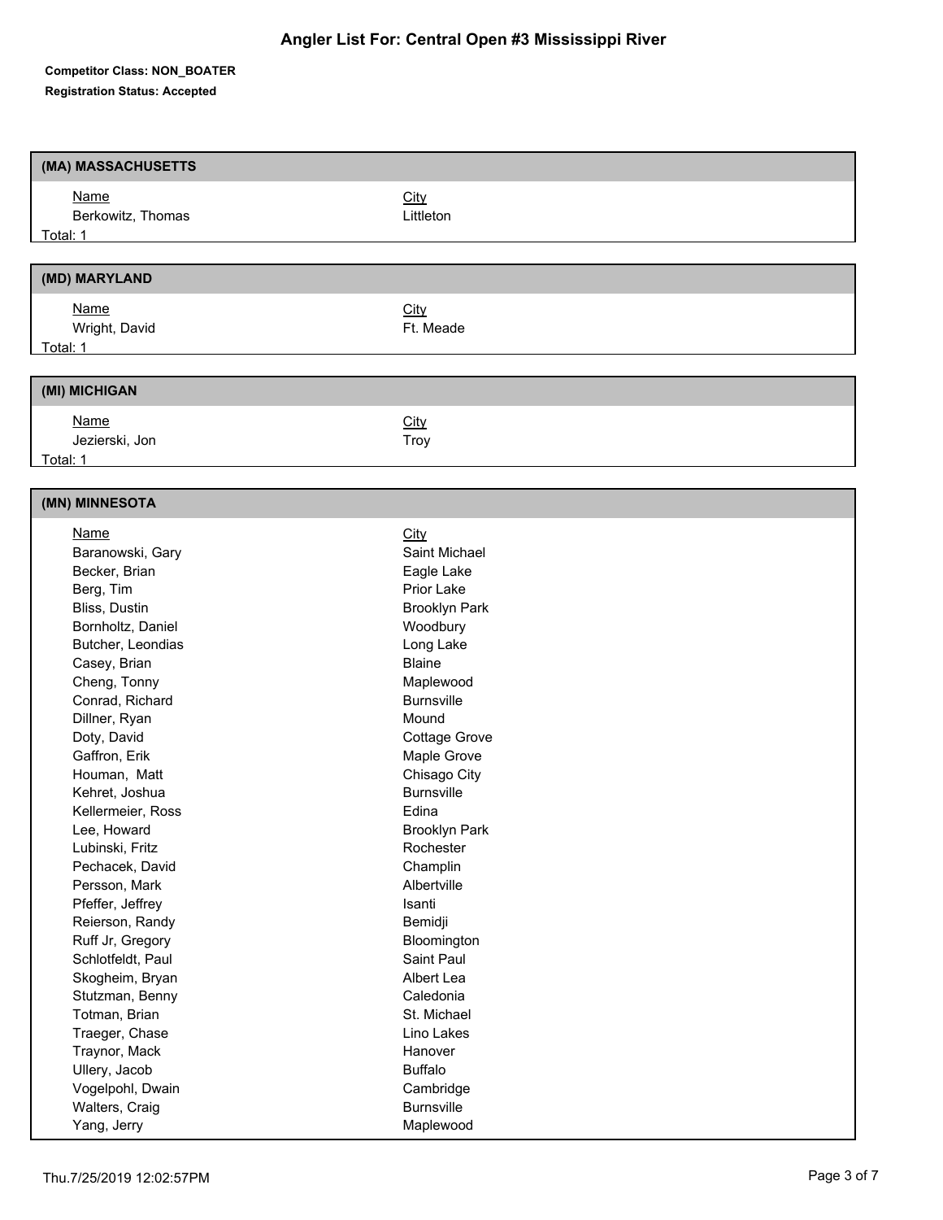# Angler List For: Central Open #3 Mississippi River

**Competitor Class: NON_BOATER**

**Registration Status: Accepted**

## (MA) MASSACHUSETTS

| Name | City |
| --- | --- |
| Berkowitz, Thomas | Littleton |

Total: 1

## (MD) MARYLAND

| Name | City |
| --- | --- |
| Wright, David | Ft. Meade |

Total: 1

## (MI) MICHIGAN

| Name | City |
| --- | --- |
| Jezierski, Jon | Troy |

Total: 1

## (MN) MINNESOTA

| Name | City |
| --- | --- |
| Baranowski, Gary | Saint Michael |
| Becker, Brian | Eagle Lake |
| Berg, Tim | Prior Lake |
| Bliss, Dustin | Brooklyn Park |
| Bornholtz, Daniel | Woodbury |
| Butcher, Leondias | Long Lake |
| Casey, Brian | Blaine |
| Cheng, Tonny | Maplewood |
| Conrad, Richard | Burnsville |
| Dillner, Ryan | Mound |
| Doty, David | Cottage Grove |
| Gaffron, Erik | Maple Grove |
| Houman, Matt | Chisago City |
| Kehret, Joshua | Burnsville |
| Kellermeier, Ross | Edina |
| Lee, Howard | Brooklyn Park |
| Lubinski, Fritz | Rochester |
| Pechacek, David | Champlin |
| Persson, Mark | Albertville |
| Pfeffer, Jeffrey | Isanti |
| Reierson, Randy | Bemidji |
| Ruff Jr, Gregory | Bloomington |
| Schlotfeldt, Paul | Saint Paul |
| Skogheim, Bryan | Albert Lea |
| Stutzman, Benny | Caledonia |
| Totman, Brian | St. Michael |
| Traeger, Chase | Lino Lakes |
| Traynor, Mack | Hanover |
| Ullery, Jacob | Buffalo |
| Vogelpohl, Dwain | Cambridge |
| Walters, Craig | Burnsville |
| Yang, Jerry | Maplewood |

Thu.7/25/2019 12:02:57PM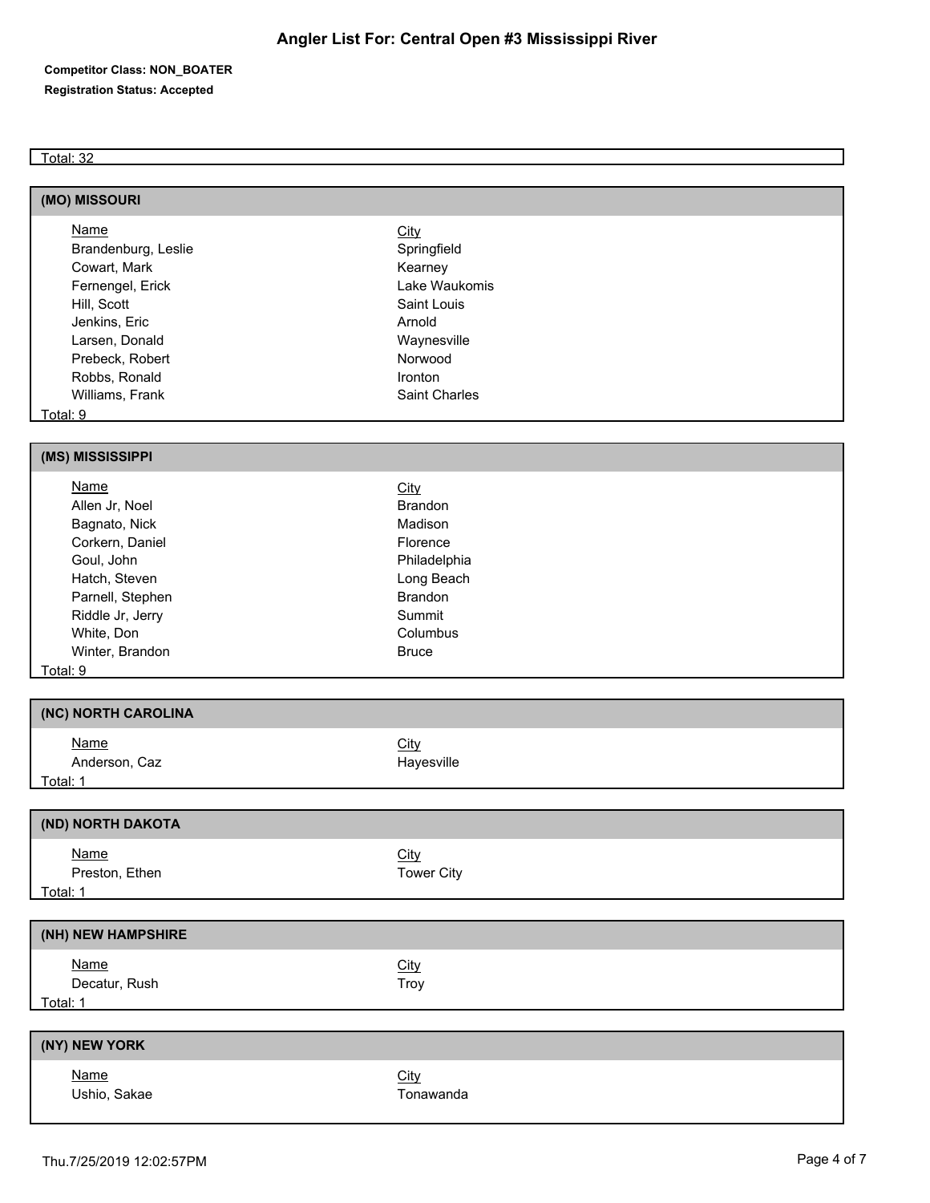# Angler List For: Central Open #3 Mississippi River

**Competitor Class: NON_BOATER**

**Registration Status: Accepted**

Total: 32

## (MO) MISSOURI

| Name | City |
|---|---|
| Brandenburg, Leslie | Springfield |
| Cowart, Mark | Kearney |
| Fernengel, Erick | Lake Waukomis |
| Hill, Scott | Saint Louis |
| Jenkins, Eric | Arnold |
| Larsen, Donald | Waynesville |
| Prebeck, Robert | Norwood |
| Robbs, Ronald | Ironton |
| Williams, Frank | Saint Charles |

Total: 9

## (MS) MISSISSIPPI

| Name | City |
|---|---|
| Allen Jr, Noel | Brandon |
| Bagnato, Nick | Madison |
| Corkern, Daniel | Florence |
| Goul, John | Philadelphia |
| Hatch, Steven | Long Beach |
| Parnell, Stephen | Brandon |
| Riddle Jr, Jerry | Summit |
| White, Don | Columbus |
| Winter, Brandon | Bruce |

Total: 9

## (NC) NORTH CAROLINA

| Name | City |
|---|---|
| Anderson, Caz | Hayesville |

Total: 1

## (ND) NORTH DAKOTA

| Name | City |
|---|---|
| Preston, Ethen | Tower City |

Total: 1

## (NH) NEW HAMPSHIRE

| Name | City |
|---|---|
| Decatur, Rush | Troy |

Total: 1

## (NY) NEW YORK

| Name | City |
|---|---|
| Ushio, Sakae | Tonawanda |

Thu.7/25/2019 12:02:57PM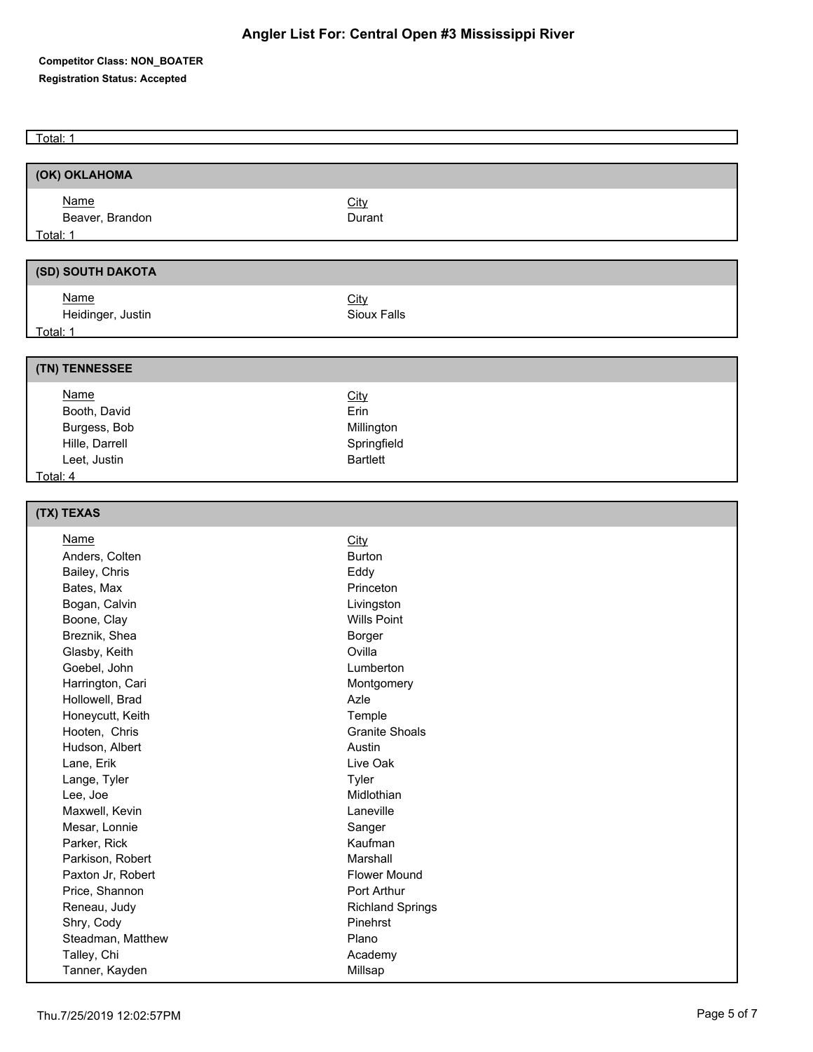# Angler List For: Central Open #3 Mississippi River

**Competitor Class: NON_BOATER**

**Registration Status: Accepted**

Total: 1

## (OK) OKLAHOMA

| Name | City |
|---|---|
| Beaver, Brandon | Durant |

Total: 1

## (SD) SOUTH DAKOTA

| Name | City |
|---|---|
| Heidinger, Justin | Sioux Falls |

Total: 1

## (TN) TENNESSEE

| Name | City |
|---|---|
| Booth, David | Erin |
| Burgess, Bob | Millington |
| Hille, Darrell | Springfield |
| Leet, Justin | Bartlett |

Total: 4

## (TX) TEXAS

| Name | City |
|---|---|
| Anders, Colten | Burton |
| Bailey, Chris | Eddy |
| Bates, Max | Princeton |
| Bogan, Calvin | Livingston |
| Boone, Clay | Wills Point |
| Breznik, Shea | Borger |
| Glasby, Keith | Ovilla |
| Goebel, John | Lumberton |
| Harrington, Cari | Montgomery |
| Hollowell, Brad | Azle |
| Honeycutt, Keith | Temple |
| Hooten, Chris | Granite Shoals |
| Hudson, Albert | Austin |
| Lane, Erik | Live Oak |
| Lange, Tyler | Tyler |
| Lee, Joe | Midlothian |
| Maxwell, Kevin | Laneville |
| Mesar, Lonnie | Sanger |
| Parker, Rick | Kaufman |
| Parkison, Robert | Marshall |
| Paxton Jr, Robert | Flower Mound |
| Price, Shannon | Port Arthur |
| Reneau, Judy | Richland Springs |
| Shry, Cody | Pinehrst |
| Steadman, Matthew | Plano |
| Talley, Chi | Academy |
| Tanner, Kayden | Millsap |

Thu.7/25/2019 12:02:57PM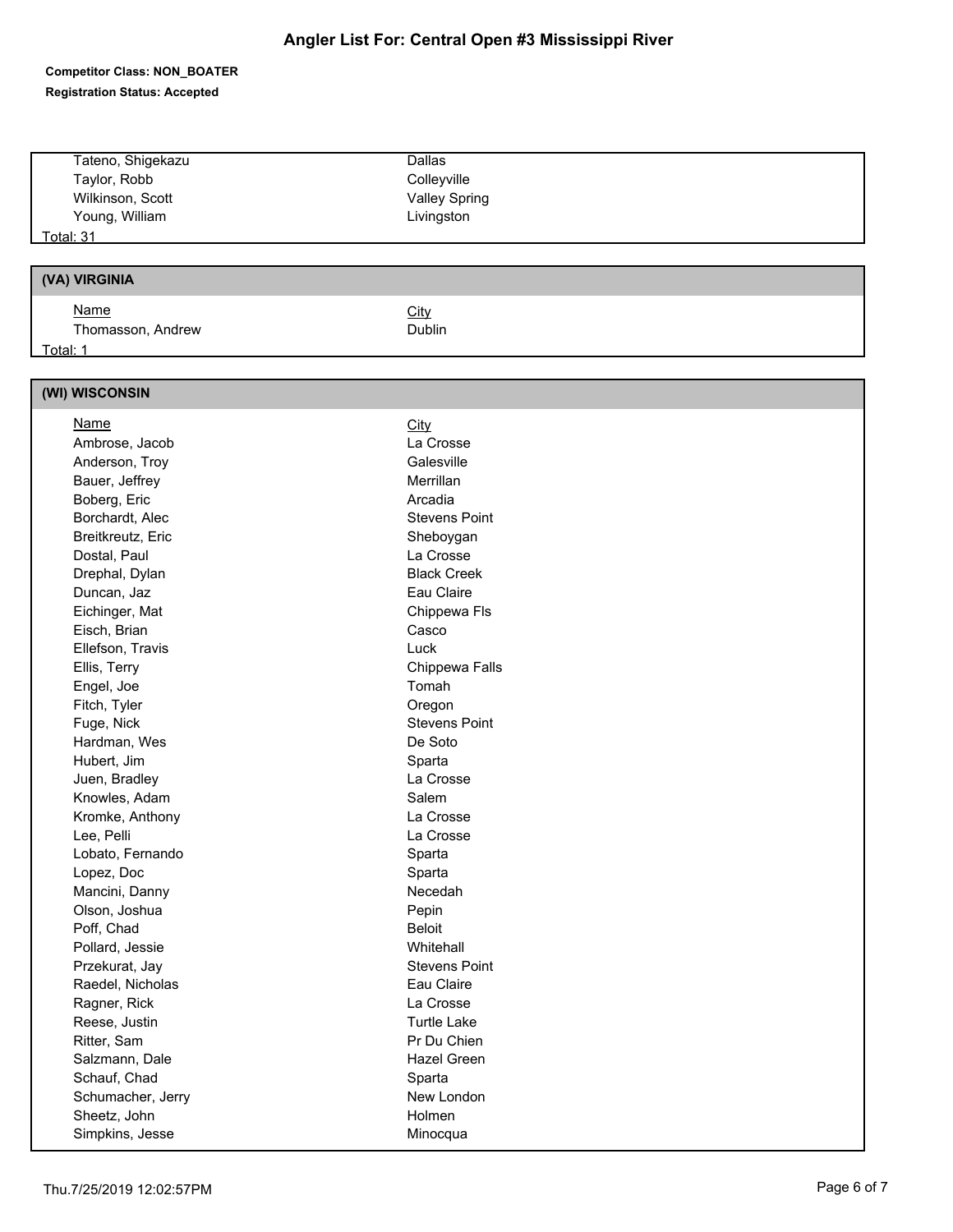# Angler List For: Central Open #3 Mississippi River

**Competitor Class: NON_BOATER**

**Registration Status: Accepted**

| Name | City |
| --- | --- |
| Tateno, Shigekazu | Dallas |
| Taylor, Robb | Colleyville |
| Wilkinson, Scott | Valley Spring |
| Young, William | Livingston |

Total: 31

## (VA) VIRGINIA

| Name | City |
| --- | --- |
| Thomasson, Andrew | Dublin |

Total: 1

## (WI) WISCONSIN

| Name | City |
| --- | --- |
| Ambrose, Jacob | La Crosse |
| Anderson, Troy | Galesville |
| Bauer, Jeffrey | Merrillan |
| Boberg, Eric | Arcadia |
| Borchardt, Alec | Stevens Point |
| Breitkreutz, Eric | Sheboygan |
| Dostal, Paul | La Crosse |
| Drephal, Dylan | Black Creek |
| Duncan, Jaz | Eau Claire |
| Eichinger, Mat | Chippewa Fls |
| Eisch, Brian | Casco |
| Ellefson, Travis | Luck |
| Ellis, Terry | Chippewa Falls |
| Engel, Joe | Tomah |
| Fitch, Tyler | Oregon |
| Fuge, Nick | Stevens Point |
| Hardman, Wes | De Soto |
| Hubert, Jim | Sparta |
| Juen, Bradley | La Crosse |
| Knowles, Adam | Salem |
| Kromke, Anthony | La Crosse |
| Lee, Pelli | La Crosse |
| Lobato, Fernando | Sparta |
| Lopez, Doc | Sparta |
| Mancini, Danny | Necedah |
| Olson, Joshua | Pepin |
| Poff, Chad | Beloit |
| Pollard, Jessie | Whitehall |
| Przekurat, Jay | Stevens Point |
| Raedel, Nicholas | Eau Claire |
| Ragner, Rick | La Crosse |
| Reese, Justin | Turtle Lake |
| Ritter, Sam | Pr Du Chien |
| Salzmann, Dale | Hazel Green |
| Schauf, Chad | Sparta |
| Schumacher, Jerry | New London |
| Sheetz, John | Holmen |
| Simpkins, Jesse | Minocqua |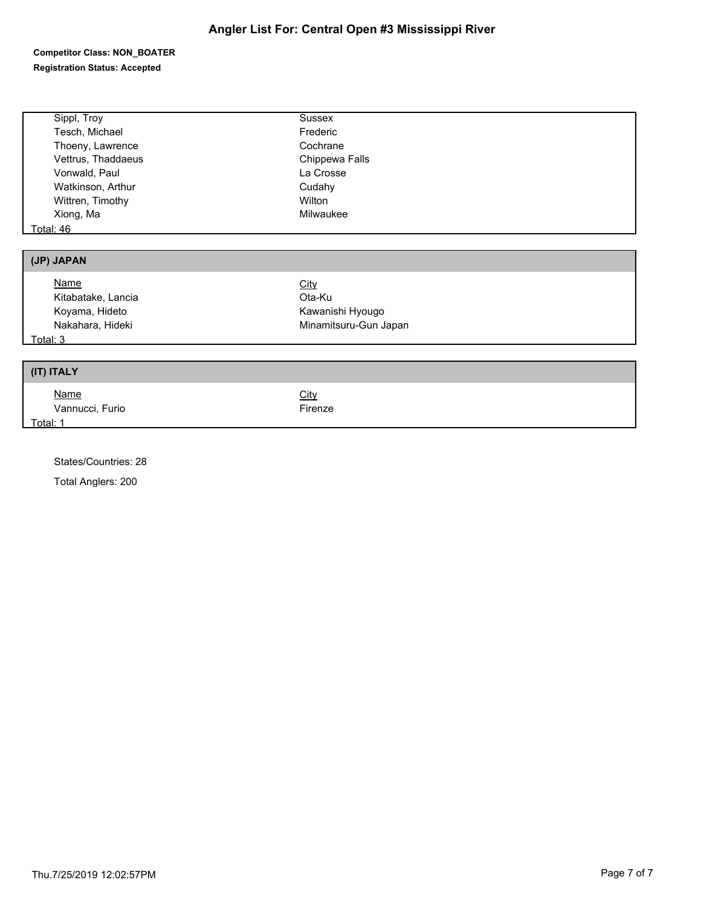# Angler List For: Central Open #3 Mississippi River

**Competitor Class: NON_BOATER**
**Registration Status: Accepted**

| Name | City |
| --- | --- |
| Sippl, Troy | Sussex |
| Tesch, Michael | Frederic |
| Thoeny, Lawrence | Cochrane |
| Vettrus, Thaddaeus | Chippewa Falls |
| Vonwald, Paul | La Crosse |
| Watkinson, Arthur | Cudahy |
| Wittren, Timothy | Wilton |
| Xiong, Ma | Milwaukee |

Total: 46

## (JP) JAPAN

| Name | City |
| --- | --- |
| Kitabatake, Lancia | Ota-Ku |
| Koyama, Hideto | Kawanishi Hyougo |
| Nakahara, Hideki | Minamitsuru-Gun Japan |

Total: 3

## (IT) ITALY

| Name | City |
| --- | --- |
| Vannucci, Furio | Firenze |

Total: 1

States/Countries: 28

Total Anglers: 200

Thu.7/25/2019 12:02:57PM